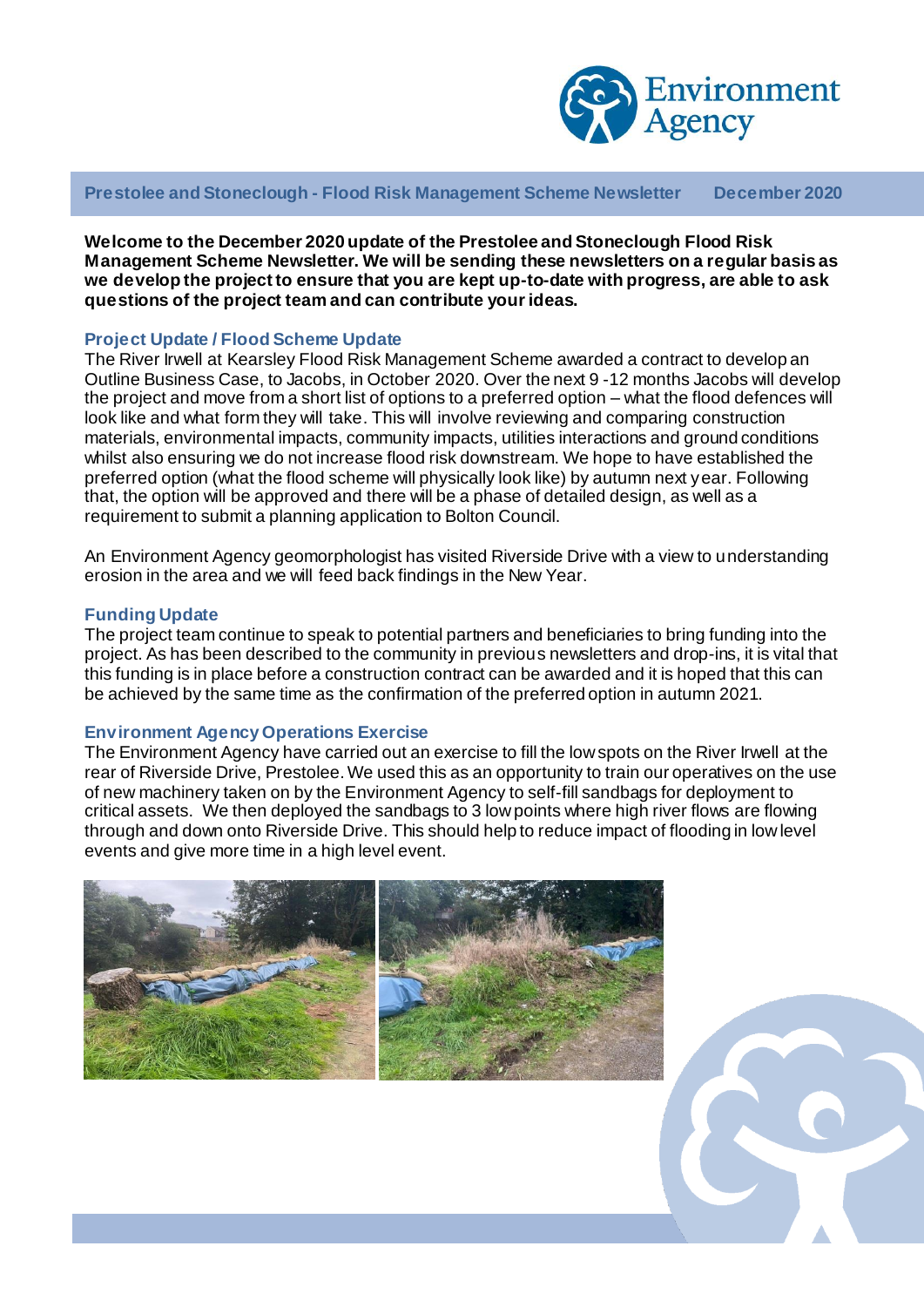# Prestolee and Stoneclough - Flood Risk Management Scheme Newsletter — December 2020

**Welcome to the December 2020 update of the Prestolee and Stoneclough Flood Risk Management Scheme Newsletter. We will be sending these newsletters on a regular basis as we develop the project to ensure that you are kept up-to-date with progress, are able to ask questions of the project team and can contribute your ideas.**

## Project Update / Flood Scheme Update

The River Irwell at Kearsley Flood Risk Management Scheme awarded a contract to develop an Outline Business Case, to Jacobs, in October 2020. Over the next 9 -12 months Jacobs will develop the project and move from a short list of options to a preferred option – what the flood defences will look like and what form they will take. This will involve reviewing and comparing construction materials, environmental impacts, community impacts, utilities interactions and ground conditions whilst also ensuring we do not increase flood risk downstream. We hope to have established the preferred option (what the flood scheme will physically look like) by autumn next year. Following that, the option will be approved and there will be a phase of detailed design, as well as a requirement to submit a planning application to Bolton Council.

An Environment Agency geomorphologist has visited Riverside Drive with a view to understanding erosion in the area and we will feed back findings in the New Year.

## Funding Update

The project team continue to speak to potential partners and beneficiaries to bring funding into the project. As has been described to the community in previous newsletters and drop-ins, it is vital that this funding is in place before a construction contract can be awarded and it is hoped that this can be achieved by the same time as the confirmation of the preferred option in autumn 2021.

## Environment Agency Operations Exercise

The Environment Agency have carried out an exercise to fill the low spots on the River Irwell at the rear of Riverside Drive, Prestolee. We used this as an opportunity to train our operatives on the use of new machinery taken on by the Environment Agency to self-fill sandbags for deployment to critical assets. We then deployed the sandbags to 3 low points where high river flows are flowing through and down onto Riverside Drive. This should help to reduce impact of flooding in low level events and give more time in a high level event.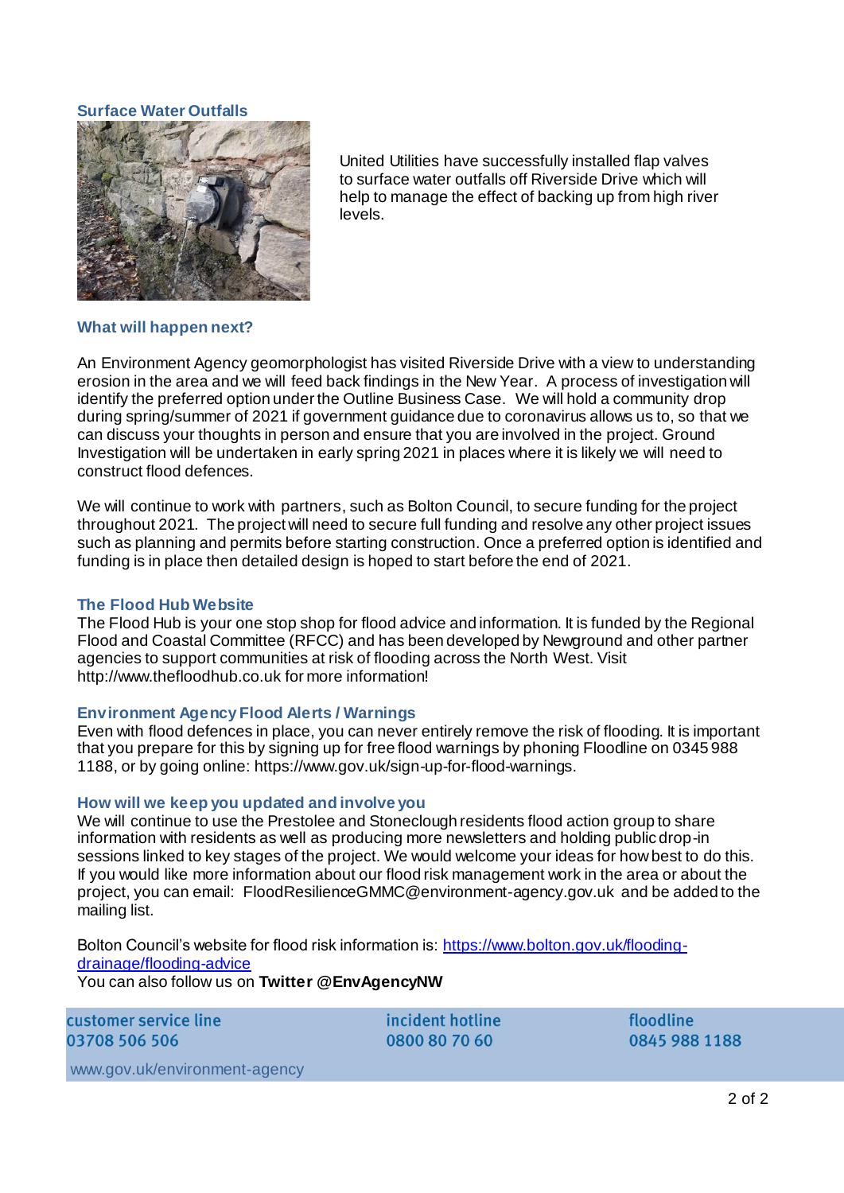## Surface Water Outfalls

United Utilities have successfully installed flap valves to surface water outfalls off Riverside Drive which will help to manage the effect of backing up from high river levels.

## What will happen next?

An Environment Agency geomorphologist has visited Riverside Drive with a view to understanding erosion in the area and we will feed back findings in the New Year. A process of investigation will identify the preferred option under the Outline Business Case. We will hold a community drop during spring/summer of 2021 if government guidance due to coronavirus allows us to, so that we can discuss your thoughts in person and ensure that you are involved in the project. Ground Investigation will be undertaken in early spring 2021 in places where it is likely we will need to construct flood defences.

We will continue to work with partners, such as Bolton Council, to secure funding for the project throughout 2021. The project will need to secure full funding and resolve any other project issues such as planning and permits before starting construction. Once a preferred option is identified and funding is in place then detailed design is hoped to start before the end of 2021.

## The Flood Hub Website

The Flood Hub is your one stop shop for flood advice and information. It is funded by the Regional Flood and Coastal Committee (RFCC) and has been developed by Newground and other partner agencies to support communities at risk of flooding across the North West. Visit http://www.thefloodhub.co.uk for more information!

## Environment Agency Flood Alerts / Warnings

Even with flood defences in place, you can never entirely remove the risk of flooding. It is important that you prepare for this by signing up for free flood warnings by phoning Floodline on 0345 988 1188, or by going online: https://www.gov.uk/sign-up-for-flood-warnings.

## How will we keep you updated and involve you

We will continue to use the Prestolee and Stoneclough residents flood action group to share information with residents as well as producing more newsletters and holding public drop-in sessions linked to key stages of the project. We would welcome your ideas for how best to do this. If you would like more information about our flood risk management work in the area or about the project, you can email: FloodResilienceGMMC@environment-agency.gov.uk and be added to the mailing list.

Bolton Council's website for flood risk information is: [https://www.bolton.gov.uk/flooding-drainage/flooding-advice](https://www.bolton.gov.uk/flooding-drainage/flooding-advice)

You can also follow us on **Twitter @EnvAgencyNW**

| customer service line | incident hotline | floodline |
|---|---|---|
| 03708 506 506 | 0800 80 70 60 | 0845 988 1188 |

www.gov.uk/environment-agency